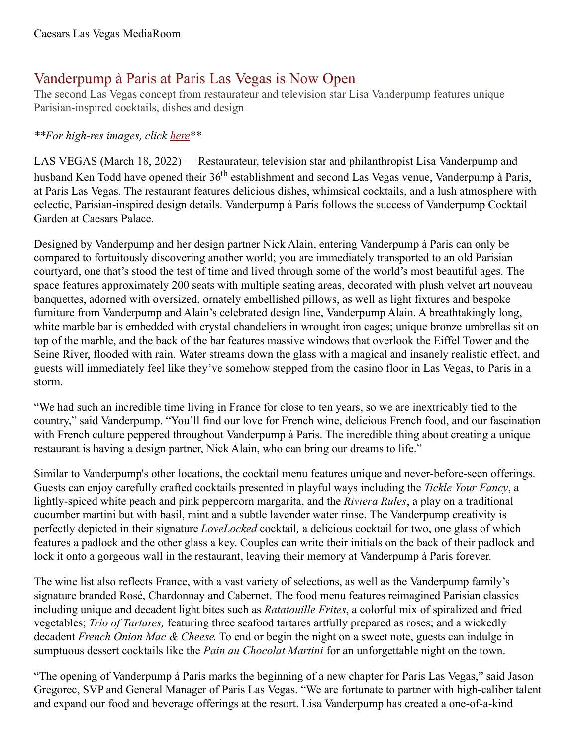Caesars Las Vegas MediaRoom

# Vanderpump à Paris at Paris Las Vegas is Now Open

The second Las Vegas concept from restaurateur and television star Lisa Vanderpump features unique Parisian-inspired cocktails, dishes and design

***For high-res images, click [here](#)***

LAS VEGAS (March 18, 2022) — Restaurateur, television star and philanthropist Lisa Vanderpump and husband Ken Todd have opened their 36th establishment and second Las Vegas venue, Vanderpump à Paris, at Paris Las Vegas. The restaurant features delicious dishes, whimsical cocktails, and a lush atmosphere with eclectic, Parisian-inspired design details. Vanderpump à Paris follows the success of Vanderpump Cocktail Garden at Caesars Palace.

Designed by Vanderpump and her design partner Nick Alain, entering Vanderpump à Paris can only be compared to fortuitously discovering another world; you are immediately transported to an old Parisian courtyard, one that's stood the test of time and lived through some of the world's most beautiful ages. The space features approximately 200 seats with multiple seating areas, decorated with plush velvet art nouveau banquettes, adorned with oversized, ornately embellished pillows, as well as light fixtures and bespoke furniture from Vanderpump and Alain's celebrated design line, Vanderpump Alain. A breathtakingly long, white marble bar is embedded with crystal chandeliers in wrought iron cages; unique bronze umbrellas sit on top of the marble, and the back of the bar features massive windows that overlook the Eiffel Tower and the Seine River, flooded with rain. Water streams down the glass with a magical and insanely realistic effect, and guests will immediately feel like they've somehow stepped from the casino floor in Las Vegas, to Paris in a storm.

"We had such an incredible time living in France for close to ten years, so we are inextricably tied to the country," said Vanderpump. "You'll find our love for French wine, delicious French food, and our fascination with French culture peppered throughout Vanderpump à Paris. The incredible thing about creating a unique restaurant is having a design partner, Nick Alain, who can bring our dreams to life."

Similar to Vanderpump's other locations, the cocktail menu features unique and never-before-seen offerings. Guests can enjoy carefully crafted cocktails presented in playful ways including the *Tickle Your Fancy*, a lightly-spiced white peach and pink peppercorn margarita, and the *Riviera Rules*, a play on a traditional cucumber martini but with basil, mint and a subtle lavender water rinse. The Vanderpump creativity is perfectly depicted in their signature *LoveLocked* cocktail, a delicious cocktail for two, one glass of which features a padlock and the other glass a key. Couples can write their initials on the back of their padlock and lock it onto a gorgeous wall in the restaurant, leaving their memory at Vanderpump à Paris forever.

The wine list also reflects France, with a vast variety of selections, as well as the Vanderpump family's signature branded Rosé, Chardonnay and Cabernet. The food menu features reimagined Parisian classics including unique and decadent light bites such as *Ratatouille Frites*, a colorful mix of spiralized and fried vegetables; *Trio of Tartares,* featuring three seafood tartares artfully prepared as roses; and a wickedly decadent *French Onion Mac & Cheese*. To end or begin the night on a sweet note, guests can indulge in sumptuous dessert cocktails like the *Pain au Chocolat Martini* for an unforgettable night on the town.

"The opening of Vanderpump à Paris marks the beginning of a new chapter for Paris Las Vegas," said Jason Gregorec, SVP and General Manager of Paris Las Vegas. "We are fortunate to partner with high-caliber talent and expand our food and beverage offerings at the resort. Lisa Vanderpump has created a one-of-a-kind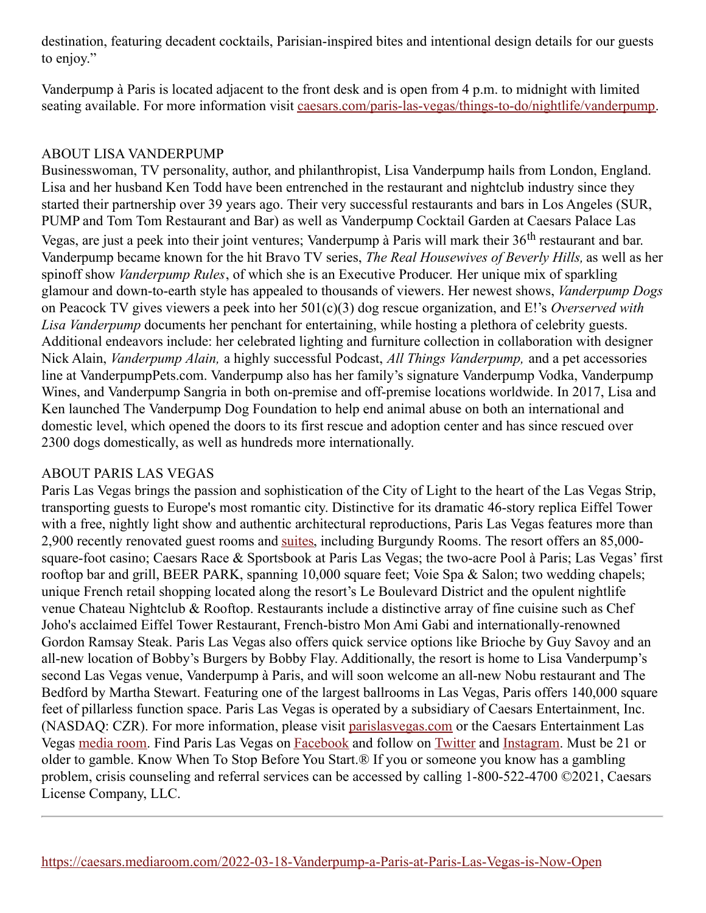destination, featuring decadent cocktails, Parisian-inspired bites and intentional design details for our guests to enjoy."

Vanderpump à Paris is located adjacent to the front desk and is open from 4 p.m. to midnight with limited seating available. For more information visit caesars.com/paris-las-vegas/things-to-do/nightlife/vanderpump.

ABOUT LISA VANDERPUMP

Businesswoman, TV personality, author, and philanthropist, Lisa Vanderpump hails from London, England. Lisa and her husband Ken Todd have been entrenched in the restaurant and nightclub industry since they started their partnership over 39 years ago. Their very successful restaurants and bars in Los Angeles (SUR, PUMP and Tom Tom Restaurant and Bar) as well as Vanderpump Cocktail Garden at Caesars Palace Las Vegas, are just a peek into their joint ventures; Vanderpump à Paris will mark their 36th restaurant and bar. Vanderpump became known for the hit Bravo TV series, *The Real Housewives of Beverly Hills,* as well as her spinoff show *Vanderpump Rules*, of which she is an Executive Producer. Her unique mix of sparkling glamour and down-to-earth style has appealed to thousands of viewers. Her newest shows, *Vanderpump Dogs* on Peacock TV gives viewers a peek into her 501(c)(3) dog rescue organization, and E!'s *Overserved with Lisa Vanderpump* documents her penchant for entertaining, while hosting a plethora of celebrity guests. Additional endeavors include: her celebrated lighting and furniture collection in collaboration with designer Nick Alain, *Vanderpump Alain,* a highly successful Podcast, *All Things Vanderpump,* and a pet accessories line at VanderpumpPets.com. Vanderpump also has her family's signature Vanderpump Vodka, Vanderpump Wines, and Vanderpump Sangria in both on-premise and off-premise locations worldwide. In 2017, Lisa and Ken launched The Vanderpump Dog Foundation to help end animal abuse on both an international and domestic level, which opened the doors to its first rescue and adoption center and has since rescued over 2300 dogs domestically, as well as hundreds more internationally.

ABOUT PARIS LAS VEGAS

Paris Las Vegas brings the passion and sophistication of the City of Light to the heart of the Las Vegas Strip, transporting guests to Europe's most romantic city. Distinctive for its dramatic 46-story replica Eiffel Tower with a free, nightly light show and authentic architectural reproductions, Paris Las Vegas features more than 2,900 recently renovated guest rooms and suites, including Burgundy Rooms. The resort offers an 85,000-square-foot casino; Caesars Race & Sportsbook at Paris Las Vegas; the two-acre Pool à Paris; Las Vegas' first rooftop bar and grill, BEER PARK, spanning 10,000 square feet; Voie Spa & Salon; two wedding chapels; unique French retail shopping located along the resort's Le Boulevard District and the opulent nightlife venue Chateau Nightclub & Rooftop. Restaurants include a distinctive array of fine cuisine such as Chef Joho's acclaimed Eiffel Tower Restaurant, French-bistro Mon Ami Gabi and internationally-renowned Gordon Ramsay Steak. Paris Las Vegas also offers quick service options like Brioche by Guy Savoy and an all-new location of Bobby's Burgers by Bobby Flay. Additionally, the resort is home to Lisa Vanderpump's second Las Vegas venue, Vanderpump à Paris, and will soon welcome an all-new Nobu restaurant and The Bedford by Martha Stewart. Featuring one of the largest ballrooms in Las Vegas, Paris offers 140,000 square feet of pillarless function space. Paris Las Vegas is operated by a subsidiary of Caesars Entertainment, Inc. (NASDAQ: CZR). For more information, please visit parislasvegas.com or the Caesars Entertainment Las Vegas media room. Find Paris Las Vegas on Facebook and follow on Twitter and Instagram. Must be 21 or older to gamble. Know When To Stop Before You Start.® If you or someone you know has a gambling problem, crisis counseling and referral services can be accessed by calling 1-800-522-4700 ©2021, Caesars License Company, LLC.

---

https://caesars.mediaroom.com/2022-03-18-Vanderpump-a-Paris-at-Paris-Las-Vegas-is-Now-Open